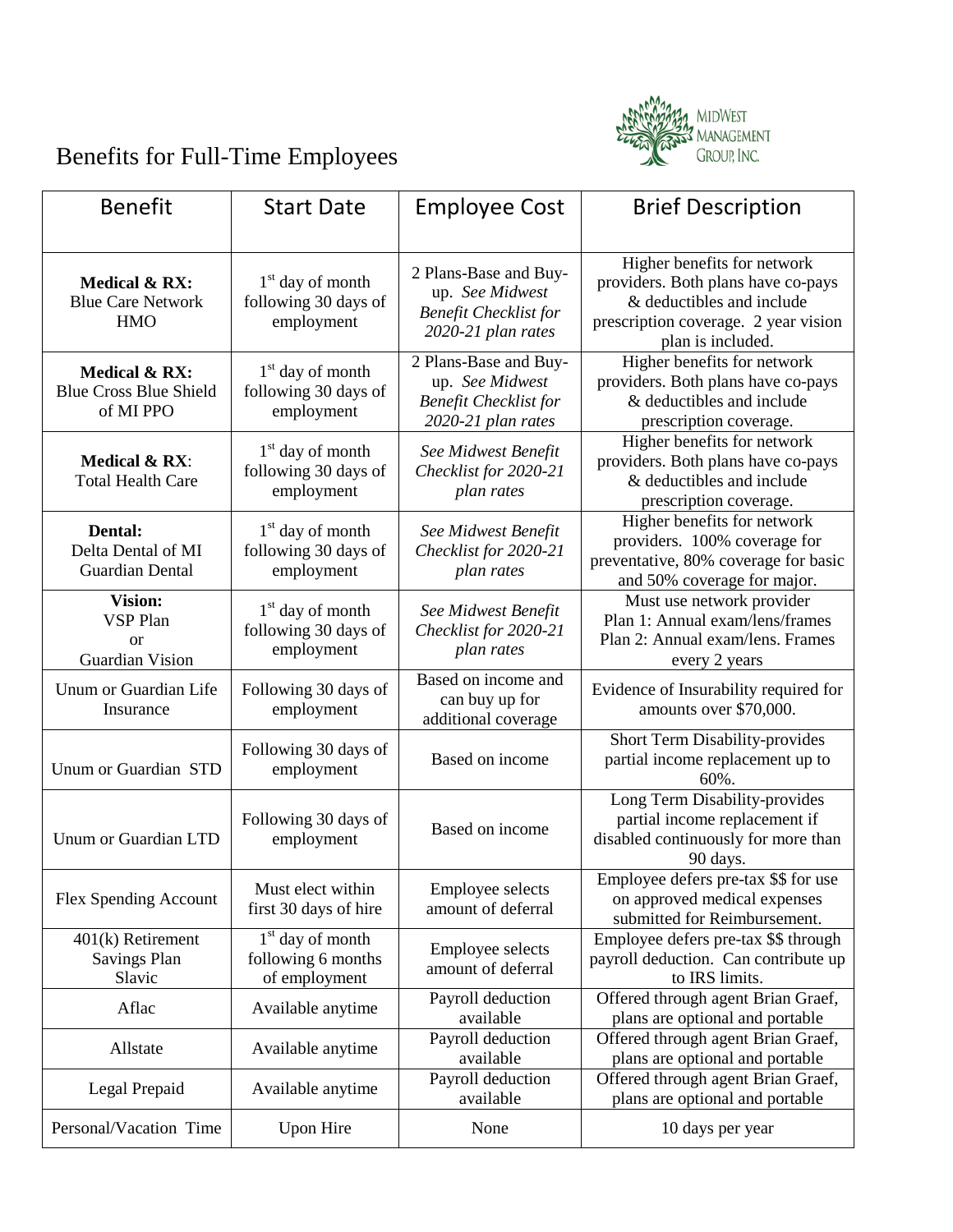# Benefits for Full-Time Employees

MidWest Management Group, Inc.

| Benefit | Start Date | Employee Cost | Brief Description |
|---|---|---|---|
| **Medical & RX:** Blue Care Network HMO | 1st day of month following 30 days of employment | 2 Plans-Base and Buy-up. *See Midwest Benefit Checklist for 2020-21 plan rates* | Higher benefits for network providers. Both plans have co-pays & deductibles and include prescription coverage. 2 year vision plan is included. |
| **Medical & RX:** Blue Cross Blue Shield of MI PPO | 1st day of month following 30 days of employment | 2 Plans-Base and Buy-up. *See Midwest Benefit Checklist for 2020-21 plan rates* | Higher benefits for network providers. Both plans have co-pays & deductibles and include prescription coverage. |
| **Medical & RX**: Total Health Care | 1st day of month following 30 days of employment | *See Midwest Benefit Checklist for 2020-21 plan rates* | Higher benefits for network providers. Both plans have co-pays & deductibles and include prescription coverage. |
| **Dental:** Delta Dental of MI Guardian Dental | 1st day of month following 30 days of employment | *See Midwest Benefit Checklist for 2020-21 plan rates* | Higher benefits for network providers. 100% coverage for preventative, 80% coverage for basic and 50% coverage for major. |
| **Vision:** VSP Plan or Guardian Vision | 1st day of month following 30 days of employment | *See Midwest Benefit Checklist for 2020-21 plan rates* | Must use network provider Plan 1: Annual exam/lens/frames Plan 2: Annual exam/lens. Frames every 2 years |
| Unum or Guardian Life Insurance | Following 30 days of employment | Based on income and can buy up for additional coverage | Evidence of Insurability required for amounts over $70,000. |
| Unum or Guardian STD | Following 30 days of employment | Based on income | Short Term Disability-provides partial income replacement up to 60%. |
| Unum or Guardian LTD | Following 30 days of employment | Based on income | Long Term Disability-provides partial income replacement if disabled continuously for more than 90 days. |
| Flex Spending Account | Must elect within first 30 days of hire | Employee selects amount of deferral | Employee defers pre-tax $$ for use on approved medical expenses submitted for Reimbursement. |
| 401(k) Retirement Savings Plan Slavic | 1st day of month following 6 months of employment | Employee selects amount of deferral | Employee defers pre-tax $$ through payroll deduction. Can contribute up to IRS limits. |
| Aflac | Available anytime | Payroll deduction available | Offered through agent Brian Graef, plans are optional and portable |
| Allstate | Available anytime | Payroll deduction available | Offered through agent Brian Graef, plans are optional and portable |
| Legal Prepaid | Available anytime | Payroll deduction available | Offered through agent Brian Graef, plans are optional and portable |
| Personal/Vacation Time | Upon Hire | None | 10 days per year |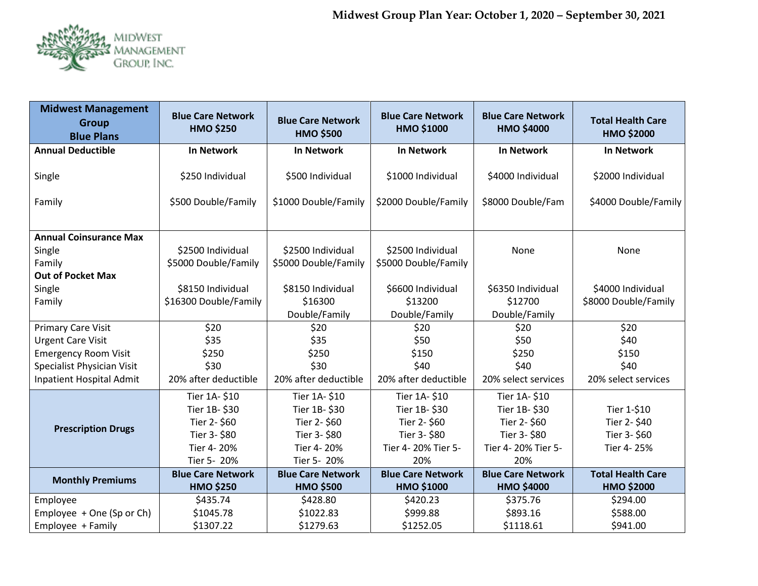# Midwest Group Plan Year: October 1, 2020 – September 30, 2021

Midwest Management Group, Inc.

| Midwest Management Group Blue Plans | Blue Care Network HMO $250 | Blue Care Network HMO $500 | Blue Care Network HMO $1000 | Blue Care Network HMO $4000 | Total Health Care HMO $2000 |
|---|---|---|---|---|---|
| **Annual Deductible** | **In Network** | **In Network** | **In Network** | **In Network** | **In Network** |
| Single | $250 Individual | $500 Individual | $1000 Individual | $4000 Individual | $2000 Individual |
| Family | $500 Double/Family | $1000 Double/Family | $2000 Double/Family | $8000 Double/Fam | $4000 Double/Family |
| **Annual Coinsurance Max** | | | | | |
| Single | $2500 Individual | $2500 Individual | $2500 Individual | None | None |
| Family | $5000 Double/Family | $5000 Double/Family | $5000 Double/Family | | |
| **Out of Pocket Max** | | | | | |
| Single | $8150 Individual | $8150 Individual | $6600 Individual | $6350 Individual | $4000 Individual |
| Family | $16300 Double/Family | $16300 Double/Family | $13200 Double/Family | $12700 Double/Family | $8000 Double/Family |
| Primary Care Visit | $20 | $20 | $20 | $20 | $20 |
| Urgent Care Visit | $35 | $35 | $50 | $50 | $40 |
| Emergency Room Visit | $250 | $250 | $150 | $250 | $150 |
| Specialist Physician Visit | $30 | $30 | $40 | $40 | $40 |
| Inpatient Hospital Admit | 20% after deductible | 20% after deductible | 20% after deductible | 20% select services | 20% select services |
| **Prescription Drugs** | Tier 1A- $10<br>Tier 1B- $30<br>Tier 2- $60<br>Tier 3- $80<br>Tier 4- 20%<br>Tier 5- 20% | Tier 1A- $10<br>Tier 1B- $30<br>Tier 2- $60<br>Tier 3- $80<br>Tier 4- 20%<br>Tier 5- 20% | Tier 1A- $10<br>Tier 1B- $30<br>Tier 2- $60<br>Tier 3- $80<br>Tier 4- 20% Tier 5- 20% | Tier 1A- $10<br>Tier 1B- $30<br>Tier 2- $60<br>Tier 3- $80<br>Tier 4- 20% Tier 5- 20% | Tier 1-$10<br>Tier 2- $40<br>Tier 3- $60<br>Tier 4- 25% |
| **Monthly Premiums** | **Blue Care Network HMO $250** | **Blue Care Network HMO $500** | **Blue Care Network HMO $1000** | **Blue Care Network HMO $4000** | **Total Health Care HMO $2000** |
| Employee | $435.74 | $428.80 | $420.23 | $375.76 | $294.00 |
| Employee + One (Sp or Ch) | $1045.78 | $1022.83 | $999.88 | $893.16 | $588.00 |
| Employee + Family | $1307.22 | $1279.63 | $1252.05 | $1118.61 | $941.00 |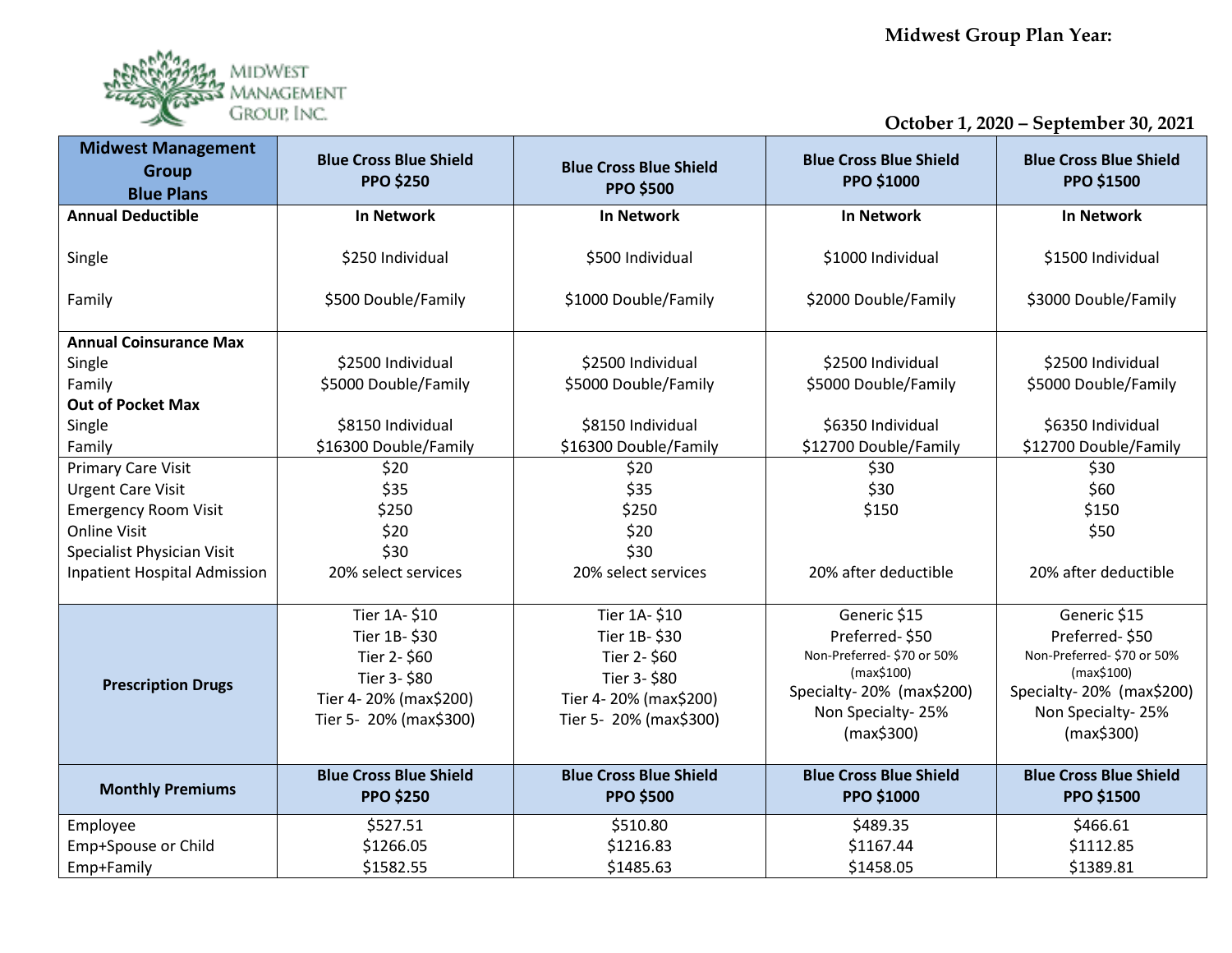Midwest Group Plan Year:

October 1, 2020 – September 30, 2021

| Midwest Management Group Blue Plans | Blue Cross Blue Shield PPO $250 | Blue Cross Blue Shield PPO $500 | Blue Cross Blue Shield PPO $1000 | Blue Cross Blue Shield PPO $1500 |
|---|---|---|---|---|
| **Annual Deductible** | **In Network** | **In Network** | **In Network** | **In Network** |
| Single | $250 Individual | $500 Individual | $1000 Individual | $1500 Individual |
| Family | $500 Double/Family | $1000 Double/Family | $2000 Double/Family | $3000 Double/Family |
| **Annual Coinsurance Max** | | | | |
| Single | $2500 Individual | $2500 Individual | $2500 Individual | $2500 Individual |
| Family | $5000 Double/Family | $5000 Double/Family | $5000 Double/Family | $5000 Double/Family |
| **Out of Pocket Max** | | | | |
| Single | $8150 Individual | $8150 Individual | $6350 Individual | $6350 Individual |
| Family | $16300 Double/Family | $16300 Double/Family | $12700 Double/Family | $12700 Double/Family |
| Primary Care Visit | $20 | $20 | $30 | $30 |
| Urgent Care Visit | $35 | $35 | $30 | $60 |
| Emergency Room Visit | $250 | $250 | $150 | $150 |
| Online Visit | $20 | $20 | | $50 |
| Specialist Physician Visit | $30 | $30 | | |
| Inpatient Hospital Admission | 20% select services | 20% select services | 20% after deductible | 20% after deductible |
| **Prescription Drugs** | Tier 1A- $10<br>Tier 1B- $30<br>Tier 2- $60<br>Tier 3- $80<br>Tier 4- 20% (max$200)<br>Tier 5- 20% (max$300) | Tier 1A- $10<br>Tier 1B- $30<br>Tier 2- $60<br>Tier 3- $80<br>Tier 4- 20% (max$200)<br>Tier 5- 20% (max$300) | Generic $15<br>Preferred- $50<br>Non-Preferred- $70 or 50% (max$100)<br>Specialty- 20% (max$200)<br>Non Specialty- 25% (max$300) | Generic $15<br>Preferred- $50<br>Non-Preferred- $70 or 50% (max$100)<br>Specialty- 20% (max$200)<br>Non Specialty- 25% (max$300) |
| **Monthly Premiums** | **Blue Cross Blue Shield PPO $250** | **Blue Cross Blue Shield PPO $500** | **Blue Cross Blue Shield PPO $1000** | **Blue Cross Blue Shield PPO $1500** |
| Employee | $527.51 | $510.80 | $489.35 | $466.61 |
| Emp+Spouse or Child | $1266.05 | $1216.83 | $1167.44 | $1112.85 |
| Emp+Family | $1582.55 | $1485.63 | $1458.05 | $1389.81 |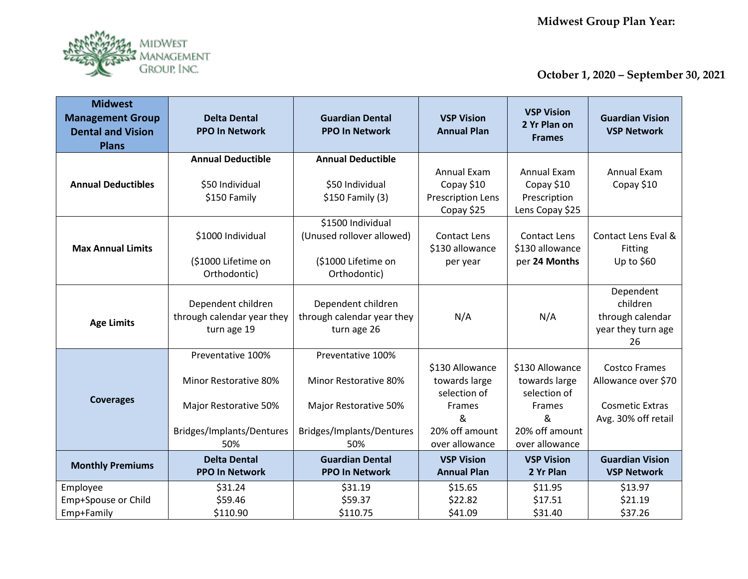Midwest Group Plan Year:

October 1, 2020 – September 30, 2021

MidWest Management Group, Inc.

| Midwest Management Group Dental and Vision Plans | Delta Dental PPO In Network | Guardian Dental PPO In Network | VSP Vision Annual Plan | VSP Vision 2 Yr Plan on Frames | Guardian Vision VSP Network |
|---|---|---|---|---|---|
| **Annual Deductibles** | **Annual Deductible**<br><br>$50 Individual<br>$150 Family | **Annual Deductible**<br><br>$50 Individual<br>$150 Family (3) | Annual Exam Copay $10<br>Prescription Lens Copay $25 | Annual Exam Copay $10<br>Prescription Lens Copay $25 | Annual Exam Copay $10 |
| **Max Annual Limits** | $1000 Individual<br><br>($1000 Lifetime on Orthodontic) | $1500 Individual<br>(Unused rollover allowed)<br><br>($1000 Lifetime on Orthodontic) | Contact Lens $130 allowance per year | Contact Lens $130 allowance per **24 Months** | Contact Lens Eval & Fitting<br>Up to $60 |
| **Age Limits** | Dependent children through calendar year they turn age 19 | Dependent children through calendar year they turn age 26 | N/A | N/A | Dependent children through calendar year they turn age 26 |
| **Coverages** | Preventative 100%<br><br>Minor Restorative 80%<br><br>Major Restorative 50%<br><br>Bridges/Implants/Dentures 50% | Preventative 100%<br><br>Minor Restorative 80%<br><br>Major Restorative 50%<br><br>Bridges/Implants/Dentures 50% | $130 Allowance towards large selection of Frames<br>&<br>20% off amount over allowance | $130 Allowance towards large selection of Frames<br>&<br>20% off amount over allowance | Costco Frames Allowance over $70<br><br>Cosmetic Extras Avg. 30% off retail |
| **Monthly Premiums** | **Delta Dental PPO In Network** | **Guardian Dental PPO In Network** | **VSP Vision Annual Plan** | **VSP Vision 2 Yr Plan** | **Guardian Vision VSP Network** |
| Employee | $31.24 | $31.19 | $15.65 | $11.95 | $13.97 |
| Emp+Spouse or Child | $59.46 | $59.37 | $22.82 | $17.51 | $21.19 |
| Emp+Family | $110.90 | $110.75 | $41.09 | $31.40 | $37.26 |